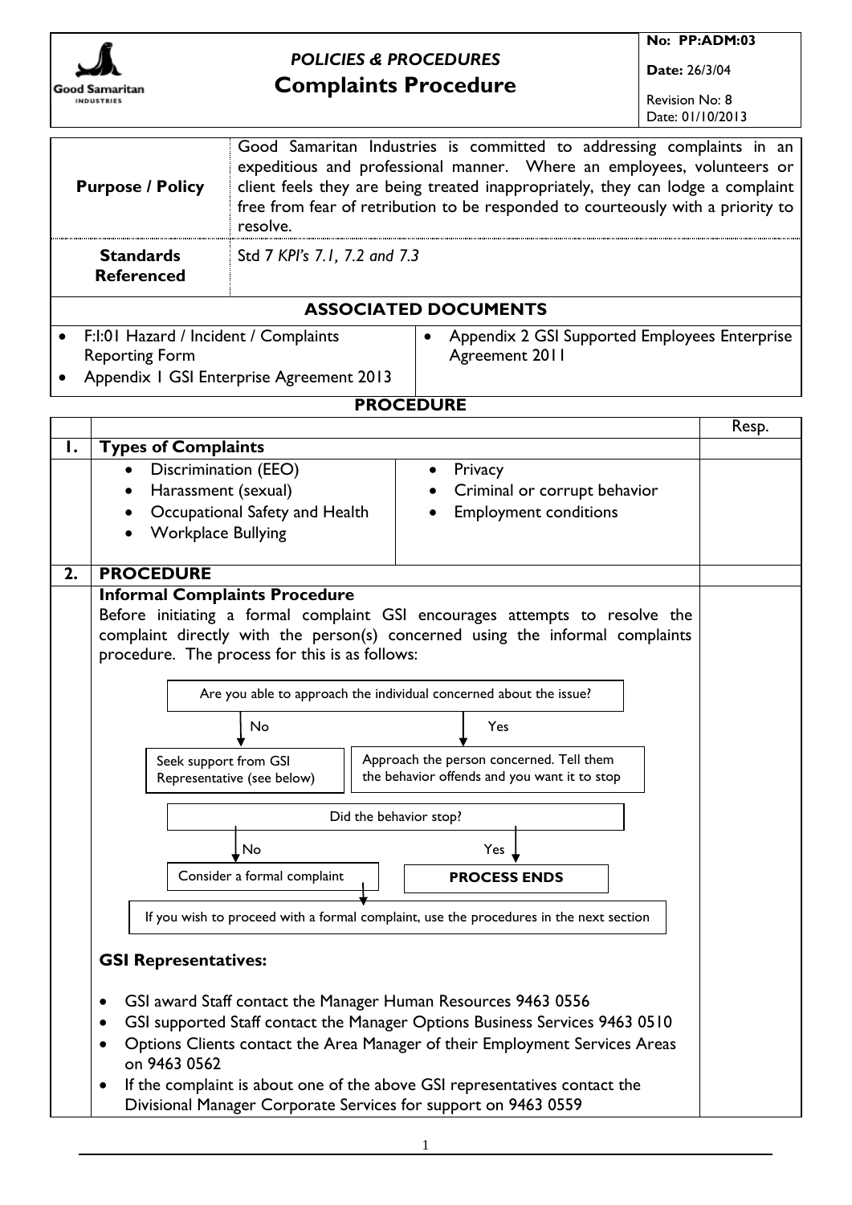# POLICIES & PROCEDURES

# Complaints Procedure

**No: PP:ADM:03**

**Date:** 26/3/04

Revision No: 8
Date: 01/10/2013

| | |
|---|---|
| **Purpose / Policy** | Good Samaritan Industries is committed to addressing complaints in an expeditious and professional manner. Where an employees, volunteers or client feels they are being treated inappropriately, they can lodge a complaint free from fear of retribution to be responded to courteously with a priority to resolve. |
| **Standards Referenced** | Std 7 *KPI's 7.1, 7.2 and 7.3* |

## ASSOCIATED DOCUMENTS

- F:I:01 Hazard / Incident / Complaints Reporting Form
- Appendix 1 GSI Enterprise Agreement 2013
- Appendix 2 GSI Supported Employees Enterprise Agreement 2011

## PROCEDURE

| | | Resp. |
|---|---|---|
| **1.** | **Types of Complaints** | |
| | • Discrimination (EEO)<br>• Harassment (sexual)<br>• Occupational Safety and Health<br>• Workplace Bullying<br>• Privacy<br>• Criminal or corrupt behavior<br>• Employment conditions | |
| **2.** | **PROCEDURE** | |

**Informal Complaints Procedure**

Before initiating a formal complaint GSI encourages attempts to resolve the complaint directly with the person(s) concerned using the informal complaints procedure. The process for this is as follows:

Are you able to approach the individual concerned about the issue?

- No → Seek support from GSI Representative (see below)
- Yes → Approach the person concerned. Tell them the behavior offends and you want it to stop

Did the behavior stop?

- No → Consider a formal complaint → If you wish to proceed with a formal complaint, use the procedures in the next section
- Yes → **PROCESS ENDS**

**GSI Representatives:**

- GSI award Staff contact the Manager Human Resources 9463 0556
- GSI supported Staff contact the Manager Options Business Services 9463 0510
- Options Clients contact the Area Manager of their Employment Services Areas on 9463 0562
- If the complaint is about one of the above GSI representatives contact the Divisional Manager Corporate Services for support on 9463 0559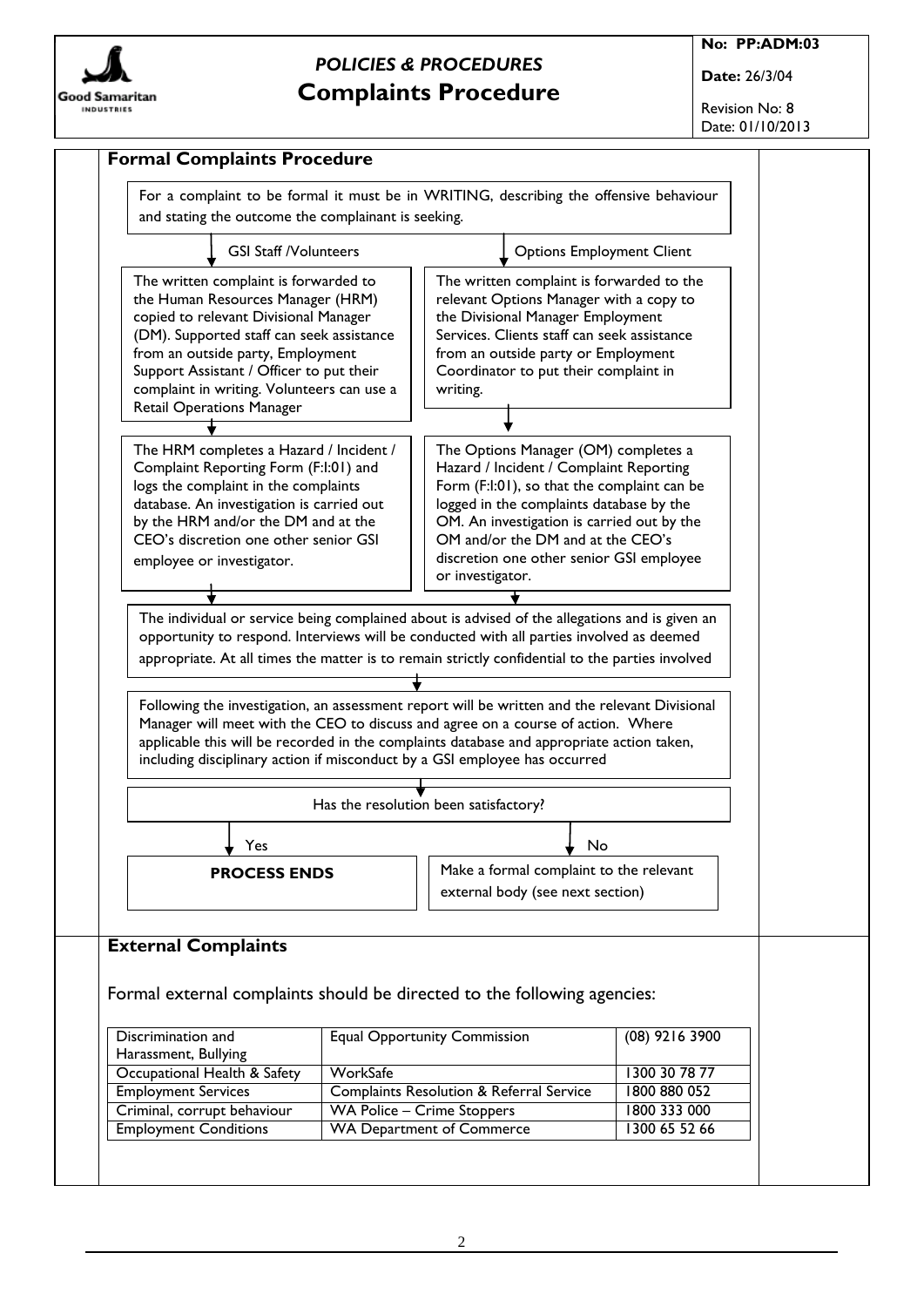## Formal Complaints Procedure

For a complaint to be formal it must be in WRITING, describing the offensive behaviour and stating the outcome the complainant is seeking.

**GSI Staff /Volunteers**

The written complaint is forwarded to the Human Resources Manager (HRM) copied to relevant Divisional Manager (DM). Supported staff can seek assistance from an outside party, Employment Support Assistant / Officer to put their complaint in writing. Volunteers can use a Retail Operations Manager

The HRM completes a Hazard / Incident / Complaint Reporting Form (F:I:01) and logs the complaint in the complaints database. An investigation is carried out by the HRM and/or the DM and at the CEO's discretion one other senior GSI employee or investigator.

**Options Employment Client**

The written complaint is forwarded to the relevant Options Manager with a copy to the Divisional Manager Employment Services. Clients staff can seek assistance from an outside party or Employment Coordinator to put their complaint in writing.

The Options Manager (OM) completes a Hazard / Incident / Complaint Reporting Form (F:I:01), so that the complaint can be logged in the complaints database by the OM. An investigation is carried out by the OM and/or the DM and at the CEO's discretion one other senior GSI employee or investigator.

The individual or service being complained about is advised of the allegations and is given an opportunity to respond. Interviews will be conducted with all parties involved as deemed appropriate. At all times the matter is to remain strictly confidential to the parties involved

Following the investigation, an assessment report will be written and the relevant Divisional Manager will meet with the CEO to discuss and agree on a course of action. Where applicable this will be recorded in the complaints database and appropriate action taken, including disciplinary action if misconduct by a GSI employee has occurred

Has the resolution been satisfactory?

- Yes → **PROCESS ENDS**
- No → Make a formal complaint to the relevant external body (see next section)

## External Complaints

Formal external complaints should be directed to the following agencies:

| | | |
|---|---|---|
| Discrimination and Harassment, Bullying | Equal Opportunity Commission | (08) 9216 3900 |
| Occupational Health & Safety | WorkSafe | 1300 30 78 77 |
| Employment Services | Complaints Resolution & Referral Service | 1800 880 052 |
| Criminal, corrupt behaviour | WA Police – Crime Stoppers | 1800 333 000 |
| Employment Conditions | WA Department of Commerce | 1300 65 52 66 |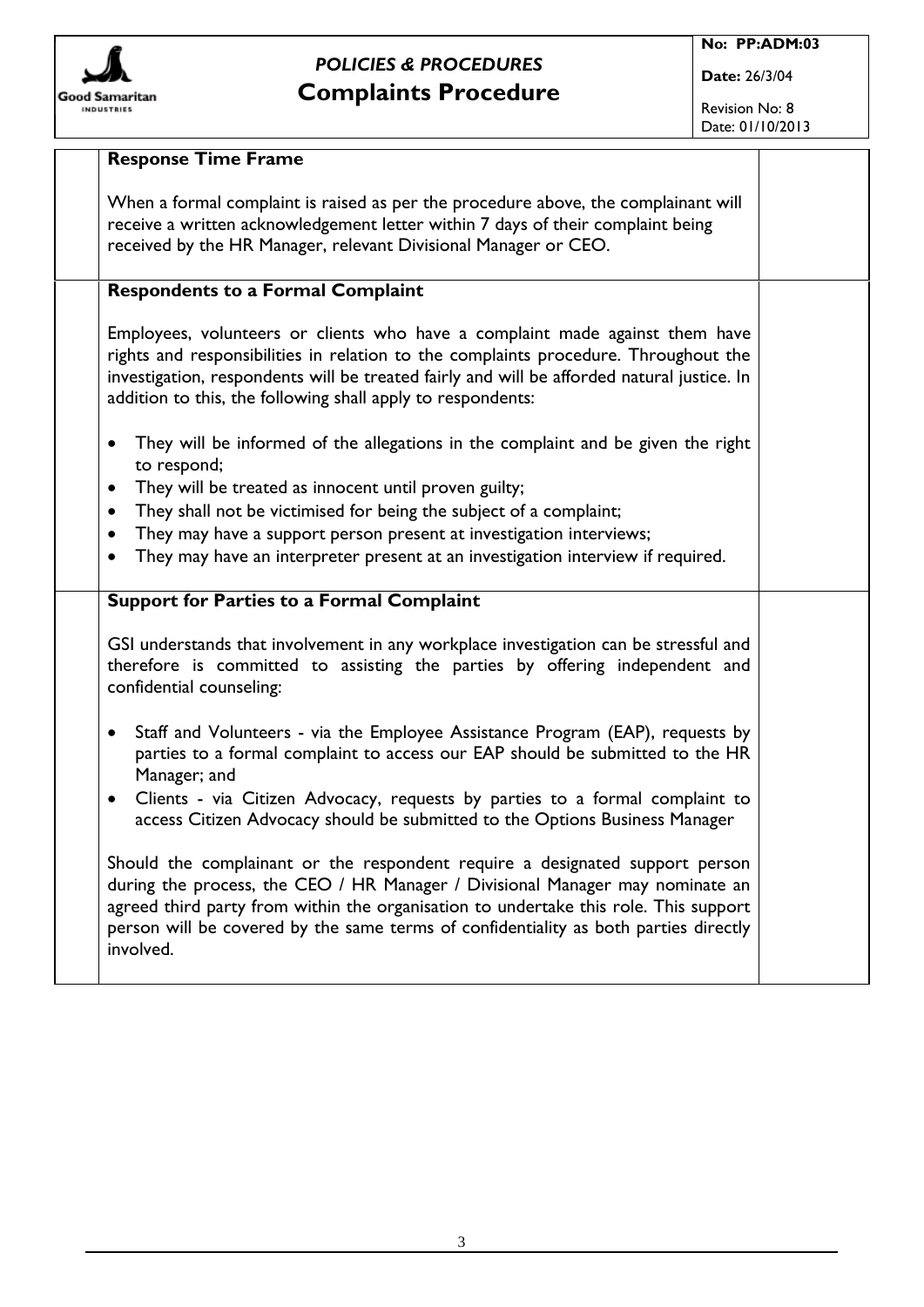**Response Time Frame**

When a formal complaint is raised as per the procedure above, the complainant will receive a written acknowledgement letter within 7 days of their complaint being received by the HR Manager, relevant Divisional Manager or CEO.

**Respondents to a Formal Complaint**

Employees, volunteers or clients who have a complaint made against them have rights and responsibilities in relation to the complaints procedure. Throughout the investigation, respondents will be treated fairly and will be afforded natural justice. In addition to this, the following shall apply to respondents:

- They will be informed of the allegations in the complaint and be given the right to respond;
- They will be treated as innocent until proven guilty;
- They shall not be victimised for being the subject of a complaint;
- They may have a support person present at investigation interviews;
- They may have an interpreter present at an investigation interview if required.

**Support for Parties to a Formal Complaint**

GSI understands that involvement in any workplace investigation can be stressful and therefore is committed to assisting the parties by offering independent and confidential counseling:

- Staff and Volunteers - via the Employee Assistance Program (EAP), requests by parties to a formal complaint to access our EAP should be submitted to the HR Manager; and
- Clients - via Citizen Advocacy, requests by parties to a formal complaint to access Citizen Advocacy should be submitted to the Options Business Manager

Should the complainant or the respondent require a designated support person during the process, the CEO / HR Manager / Divisional Manager may nominate an agreed third party from within the organisation to undertake this role. This support person will be covered by the same terms of confidentiality as both parties directly involved.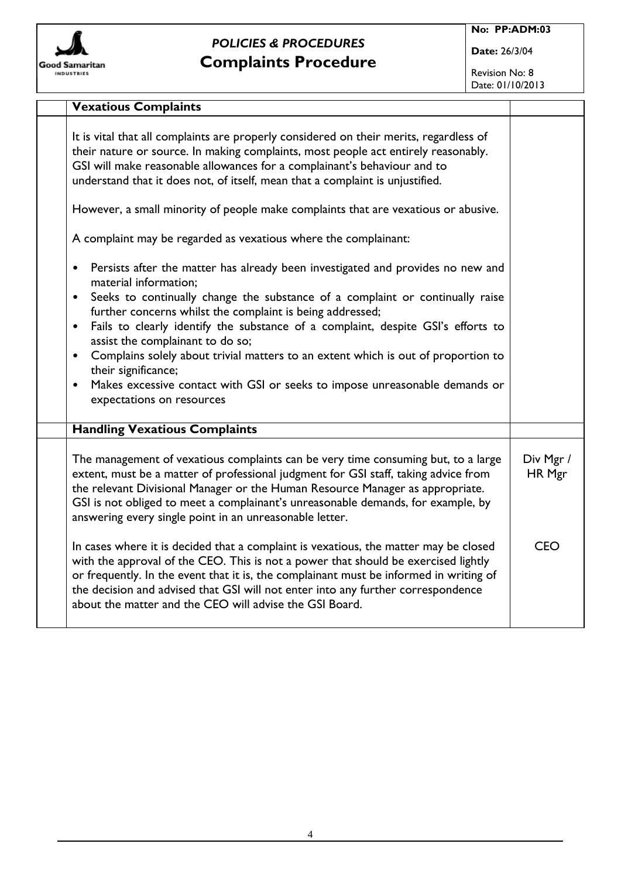### Vexatious Complaints

It is vital that all complaints are properly considered on their merits, regardless of their nature or source. In making complaints, most people act entirely reasonably. GSI will make reasonable allowances for a complainant's behaviour and to understand that it does not, of itself, mean that a complaint is unjustified.

However, a small minority of people make complaints that are vexatious or abusive.

A complaint may be regarded as vexatious where the complainant:

- Persists after the matter has already been investigated and provides no new and material information;
- Seeks to continually change the substance of a complaint or continually raise further concerns whilst the complaint is being addressed;
- Fails to clearly identify the substance of a complaint, despite GSI's efforts to assist the complainant to do so;
- Complains solely about trivial matters to an extent which is out of proportion to their significance;
- Makes excessive contact with GSI or seeks to impose unreasonable demands or expectations on resources

### Handling Vexatious Complaints

The management of vexatious complaints can be very time consuming but, to a large extent, must be a matter of professional judgment for GSI staff, taking advice from the relevant Divisional Manager or the Human Resource Manager as appropriate. GSI is not obliged to meet a complainant's unreasonable demands, for example, by answering every single point in an unreasonable letter. *(Div Mgr / HR Mgr)*

In cases where it is decided that a complaint is vexatious, the matter may be closed with the approval of the CEO. This is not a power that should be exercised lightly or frequently. In the event that it is, the complainant must be informed in writing of the decision and advised that GSI will not enter into any further correspondence about the matter and the CEO will advise the GSI Board. *(CEO)*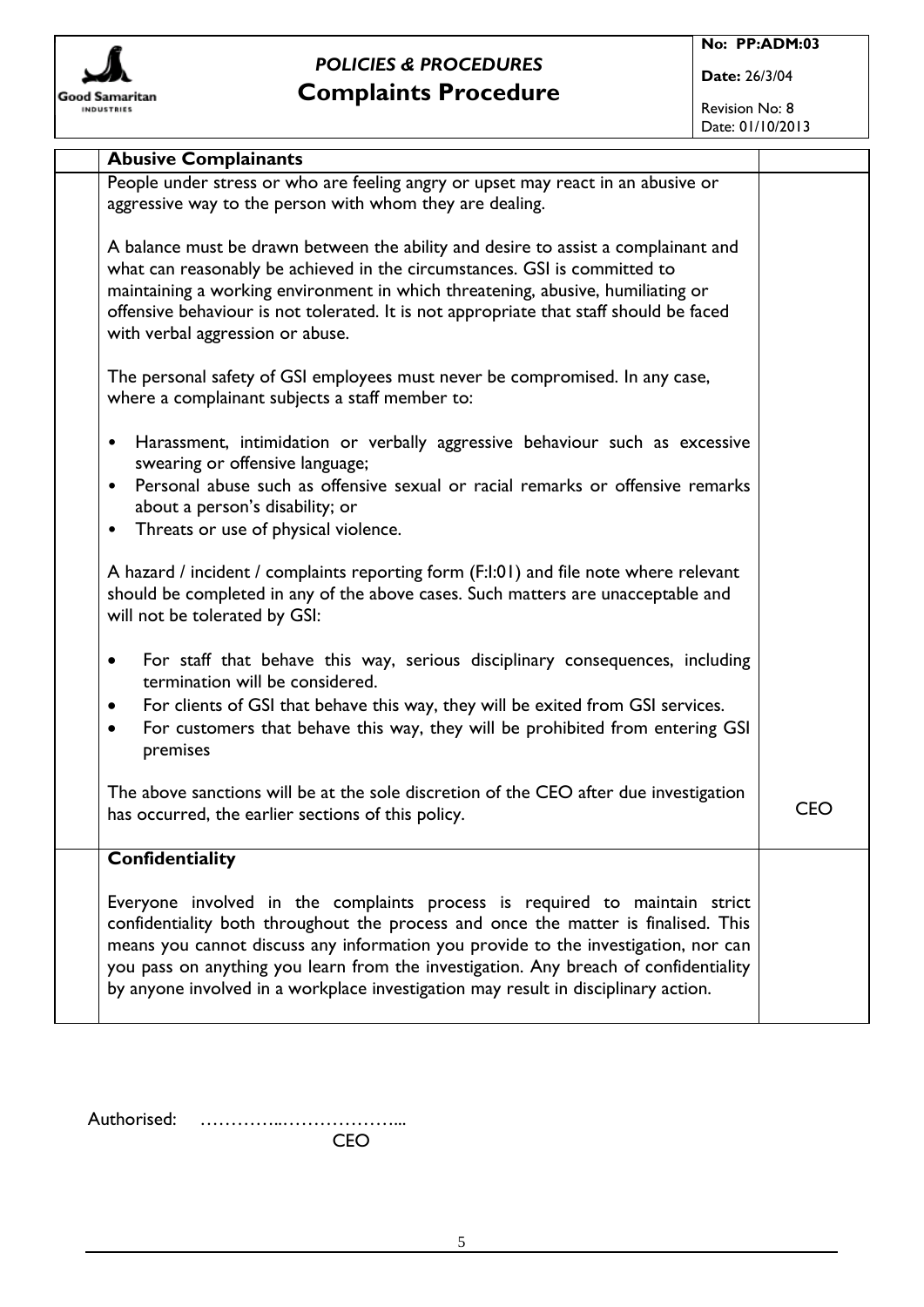## Abusive Complainants

People under stress or who are feeling angry or upset may react in an abusive or aggressive way to the person with whom they are dealing.

A balance must be drawn between the ability and desire to assist a complainant and what can reasonably be achieved in the circumstances. GSI is committed to maintaining a working environment in which threatening, abusive, humiliating or offensive behaviour is not tolerated. It is not appropriate that staff should be faced with verbal aggression or abuse.

The personal safety of GSI employees must never be compromised. In any case, where a complainant subjects a staff member to:

- Harassment, intimidation or verbally aggressive behaviour such as excessive swearing or offensive language;
- Personal abuse such as offensive sexual or racial remarks or offensive remarks about a person's disability; or
- Threats or use of physical violence.

A hazard / incident / complaints reporting form (F:I:01) and file note where relevant should be completed in any of the above cases. Such matters are unacceptable and will not be tolerated by GSI:

- For staff that behave this way, serious disciplinary consequences, including termination will be considered.
- For clients of GSI that behave this way, they will be exited from GSI services.
- For customers that behave this way, they will be prohibited from entering GSI premises

The above sanctions will be at the sole discretion of the CEO after due investigation has occurred, the earlier sections of this policy.

CEO

## Confidentiality

Everyone involved in the complaints process is required to maintain strict confidentiality both throughout the process and once the matter is finalised. This means you cannot discuss any information you provide to the investigation, nor can you pass on anything you learn from the investigation. Any breach of confidentiality by anyone involved in a workplace investigation may result in disciplinary action.

Authorised: ……………..………………...

CEO